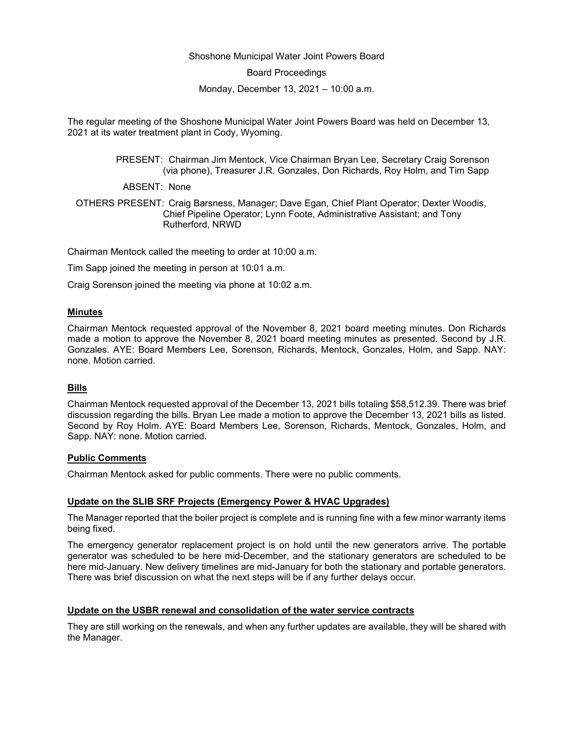Shoshone Municipal Water Joint Powers Board

Board Proceedings

Monday, December 13, 2021 – 10:00 a.m.

The regular meeting of the Shoshone Municipal Water Joint Powers Board was held on December 13, 2021 at its water treatment plant in Cody, Wyoming.

PRESENT: Chairman Jim Mentock, Vice Chairman Bryan Lee, Secretary Craig Sorenson (via phone), Treasurer J.R. Gonzales, Don Richards, Roy Holm, and Tim Sapp

ABSENT: None

OTHERS PRESENT: Craig Barsness, Manager; Dave Egan, Chief Plant Operator; Dexter Woodis, Chief Pipeline Operator; Lynn Foote, Administrative Assistant; and Tony Rutherford, NRWD

Chairman Mentock called the meeting to order at 10:00 a.m.

Tim Sapp joined the meeting in person at 10:01 a.m.

Craig Sorenson joined the meeting via phone at 10:02 a.m.

**Minutes**

Chairman Mentock requested approval of the November 8, 2021 board meeting minutes. Don Richards made a motion to approve the November 8, 2021 board meeting minutes as presented. Second by J.R. Gonzales. AYE: Board Members Lee, Sorenson, Richards, Mentock, Gonzales, Holm, and Sapp. NAY: none. Motion carried.

**Bills**

Chairman Mentock requested approval of the December 13, 2021 bills totaling $58,512.39. There was brief discussion regarding the bills. Bryan Lee made a motion to approve the December 13, 2021 bills as listed. Second by Roy Holm. AYE: Board Members Lee, Sorenson, Richards, Mentock, Gonzales, Holm, and Sapp. NAY: none. Motion carried.

**Public Comments**

Chairman Mentock asked for public comments. There were no public comments.

**Update on the SLIB SRF Projects (Emergency Power & HVAC Upgrades)**

The Manager reported that the boiler project is complete and is running fine with a few minor warranty items being fixed.

The emergency generator replacement project is on hold until the new generators arrive. The portable generator was scheduled to be here mid-December, and the stationary generators are scheduled to be here mid-January. New delivery timelines are mid-January for both the stationary and portable generators. There was brief discussion on what the next steps will be if any further delays occur.

**Update on the USBR renewal and consolidation of the water service contracts**

They are still working on the renewals, and when any further updates are available, they will be shared with the Manager.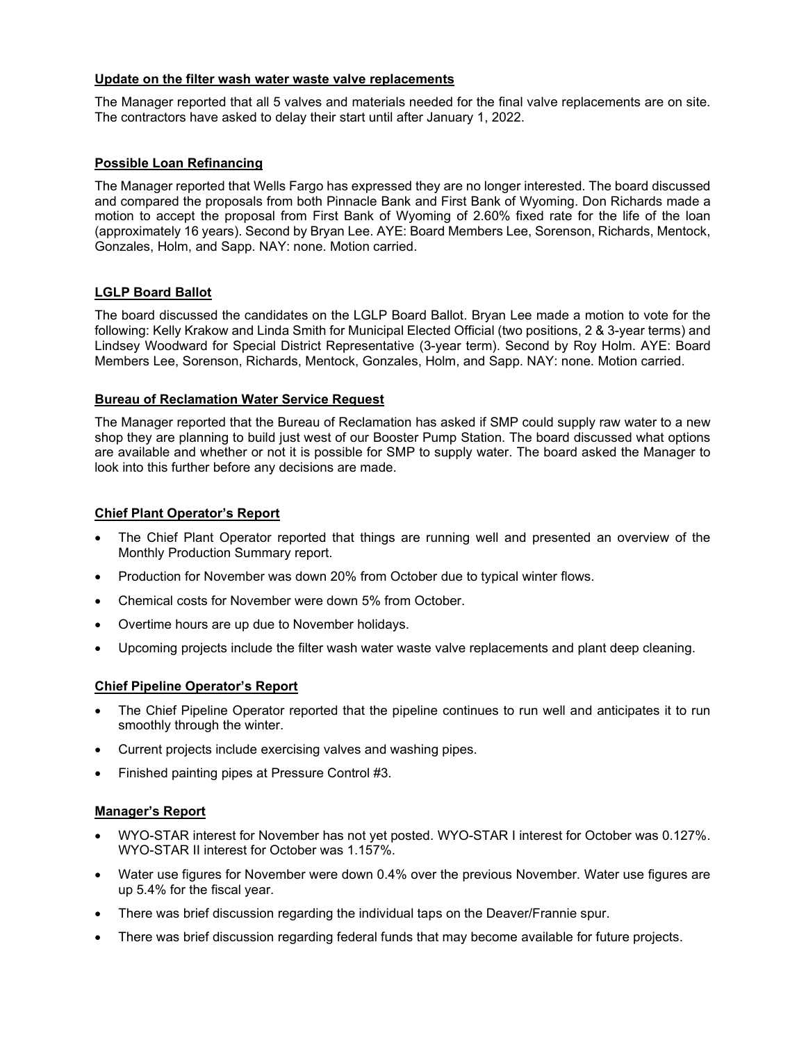**Update on the filter wash water waste valve replacements**

The Manager reported that all 5 valves and materials needed for the final valve replacements are on site. The contractors have asked to delay their start until after January 1, 2022.

**Possible Loan Refinancing**

The Manager reported that Wells Fargo has expressed they are no longer interested. The board discussed and compared the proposals from both Pinnacle Bank and First Bank of Wyoming. Don Richards made a motion to accept the proposal from First Bank of Wyoming of 2.60% fixed rate for the life of the loan (approximately 16 years). Second by Bryan Lee. AYE: Board Members Lee, Sorenson, Richards, Mentock, Gonzales, Holm, and Sapp. NAY: none. Motion carried.

**LGLP Board Ballot**

The board discussed the candidates on the LGLP Board Ballot. Bryan Lee made a motion to vote for the following: Kelly Krakow and Linda Smith for Municipal Elected Official (two positions, 2 & 3-year terms) and Lindsey Woodward for Special District Representative (3-year term). Second by Roy Holm. AYE: Board Members Lee, Sorenson, Richards, Mentock, Gonzales, Holm, and Sapp. NAY: none. Motion carried.

**Bureau of Reclamation Water Service Request**

The Manager reported that the Bureau of Reclamation has asked if SMP could supply raw water to a new shop they are planning to build just west of our Booster Pump Station. The board discussed what options are available and whether or not it is possible for SMP to supply water. The board asked the Manager to look into this further before any decisions are made.

**Chief Plant Operator's Report**

- The Chief Plant Operator reported that things are running well and presented an overview of the Monthly Production Summary report.
- Production for November was down 20% from October due to typical winter flows.
- Chemical costs for November were down 5% from October.
- Overtime hours are up due to November holidays.
- Upcoming projects include the filter wash water waste valve replacements and plant deep cleaning.

**Chief Pipeline Operator's Report**

- The Chief Pipeline Operator reported that the pipeline continues to run well and anticipates it to run smoothly through the winter.
- Current projects include exercising valves and washing pipes.
- Finished painting pipes at Pressure Control #3.

**Manager's Report**

- WYO-STAR interest for November has not yet posted. WYO-STAR I interest for October was 0.127%. WYO-STAR II interest for October was 1.157%.
- Water use figures for November were down 0.4% over the previous November. Water use figures are up 5.4% for the fiscal year.
- There was brief discussion regarding the individual taps on the Deaver/Frannie spur.
- There was brief discussion regarding federal funds that may become available for future projects.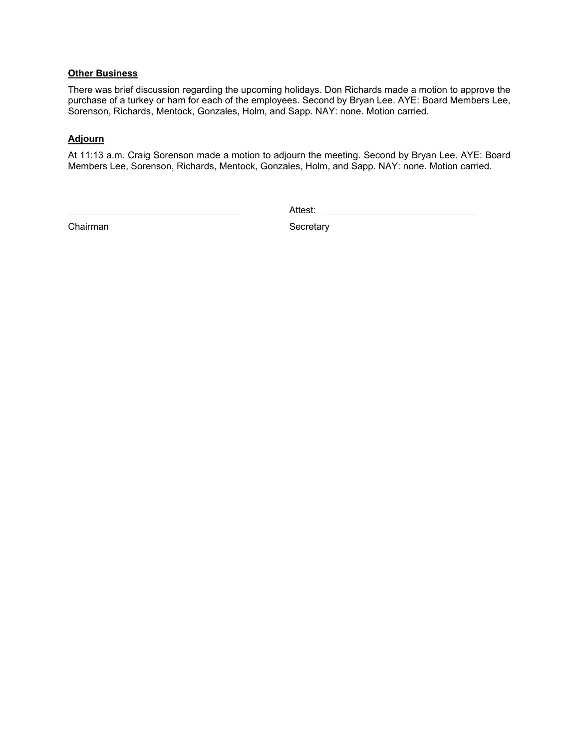**Other Business**

There was brief discussion regarding the upcoming holidays. Don Richards made a motion to approve the purchase of a turkey or ham for each of the employees. Second by Bryan Lee. AYE: Board Members Lee, Sorenson, Richards, Mentock, Gonzales, Holm, and Sapp. NAY: none. Motion carried.

**Adjourn**

At 11:13 a.m. Craig Sorenson made a motion to adjourn the meeting. Second by Bryan Lee. AYE: Board Members Lee, Sorenson, Richards, Mentock, Gonzales, Holm, and Sapp. NAY: none. Motion carried.

\_\_\_\_\_\_\_\_\_\_\_\_\_\_\_\_\_\_\_\_\_\_\_\_\_\_\_\_\_\_ Attest: \_\_\_\_\_\_\_\_\_\_\_\_\_\_\_\_\_\_\_\_\_\_\_\_\_\_\_\_\_\_

Chairman Secretary